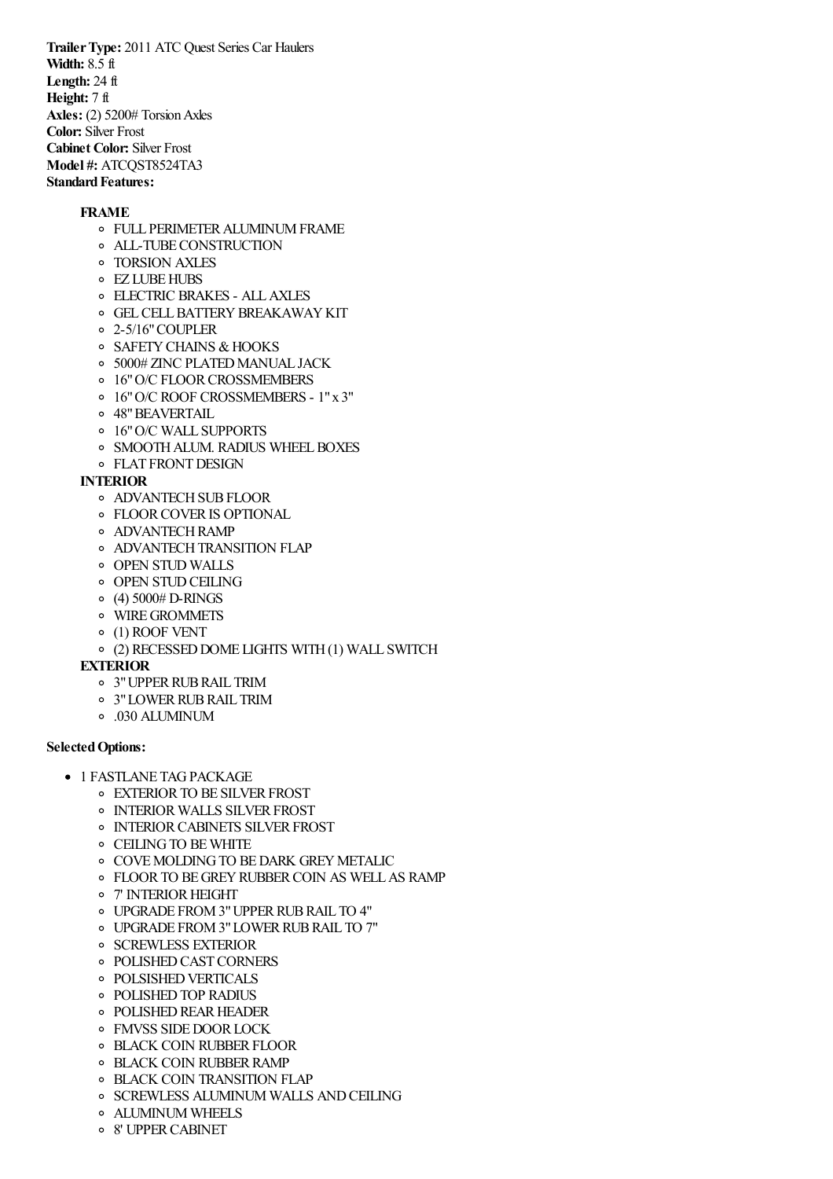**Trailer Type:** 2011 ATC Quest Series Car Haulers
**Width:** 8.5 ft
**Length:** 24 ft
**Height:** 7 ft
**Axles:** (2) 5200# Torsion Axles
**Color:** Silver Frost
**Cabinet Color:** Silver Frost
**Model #:** ATCQST8524TA3
**Standard Features:**

- **FRAME**
  - FULL PERIMETER ALUMINUM FRAME
  - ALL-TUBE CONSTRUCTION
  - TORSION AXLES
  - EZ LUBE HUBS
  - ELECTRIC BRAKES - ALL AXLES
  - GEL CELL BATTERY BREAKAWAY KIT
  - 2-5/16" COUPLER
  - SAFETY CHAINS & HOOKS
  - 5000# ZINC PLATED MANUAL JACK
  - 16" O/C FLOOR CROSSMEMBERS
  - 16" O/C ROOF CROSSMEMBERS - 1" x 3"
  - 48" BEAVERTAIL
  - 16" O/C WALL SUPPORTS
  - SMOOTH ALUM. RADIUS WHEEL BOXES
  - FLAT FRONT DESIGN
- **INTERIOR**
  - ADVANTECH SUB FLOOR
  - FLOOR COVER IS OPTIONAL
  - ADVANTECH RAMP
  - ADVANTECH TRANSITION FLAP
  - OPEN STUD WALLS
  - OPEN STUD CEILING
  - (4) 5000# D-RINGS
  - WIRE GROMMETS
  - (1) ROOF VENT
  - (2) RECESSED DOME LIGHTS WITH (1) WALL SWITCH
- **EXTERIOR**
  - 3" UPPER RUB RAIL TRIM
  - 3" LOWER RUB RAIL TRIM
  - .030 ALUMINUM

**Selected Options:**

- 1 FASTLANE TAG PACKAGE
  - EXTERIOR TO BE SILVER FROST
  - INTERIOR WALLS SILVER FROST
  - INTERIOR CABINETS SILVER FROST
  - CEILING TO BE WHITE
  - COVE MOLDING TO BE DARK GREY METALIC
  - FLOOR TO BE GREY RUBBER COIN AS WELL AS RAMP
  - 7' INTERIOR HEIGHT
  - UPGRADE FROM 3" UPPER RUB RAIL TO 4"
  - UPGRADE FROM 3" LOWER RUB RAIL TO 7"
  - SCREWLESS EXTERIOR
  - POLISHED CAST CORNERS
  - POLSISHED VERTICALS
  - POLISHED TOP RADIUS
  - POLISHED REAR HEADER
  - FMVSS SIDE DOOR LOCK
  - BLACK COIN RUBBER FLOOR
  - BLACK COIN RUBBER RAMP
  - BLACK COIN TRANSITION FLAP
  - SCREWLESS ALUMINUM WALLS AND CEILING
  - ALUMINUM WHEELS
  - 8' UPPER CABINET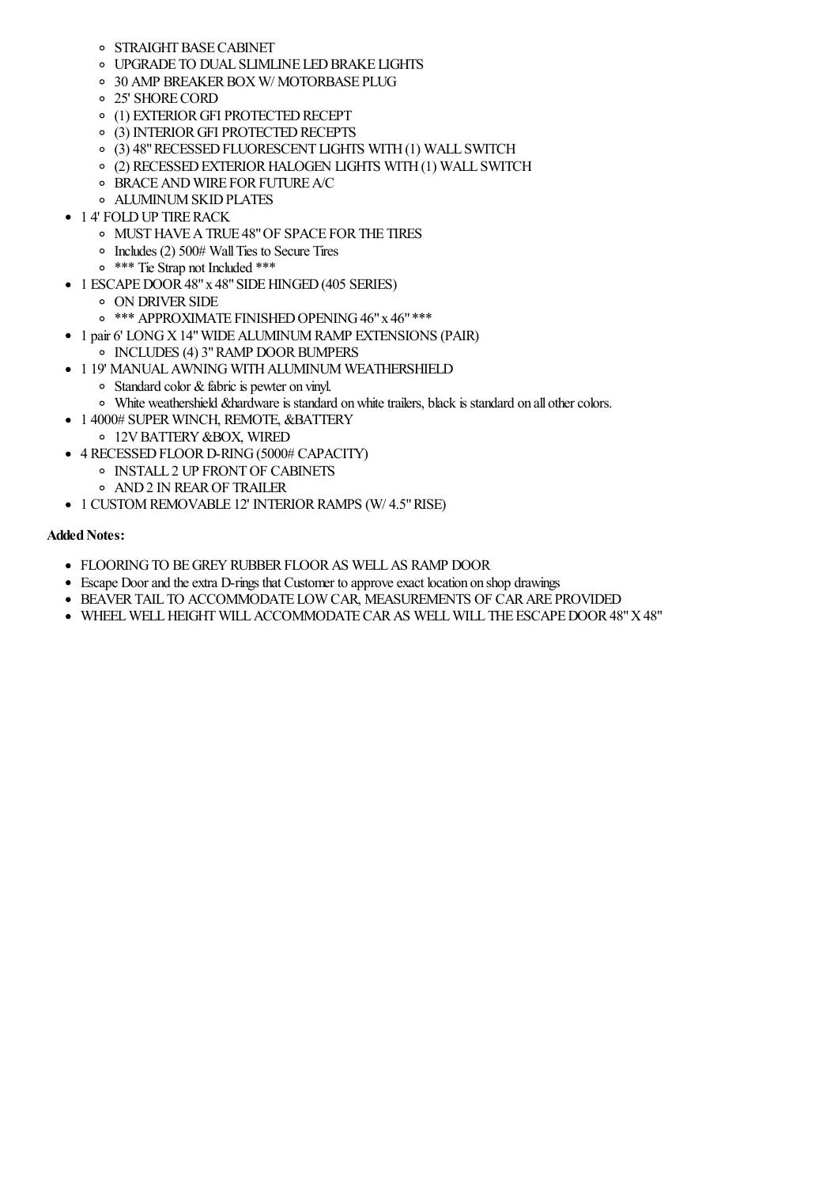- STRAIGHT BASE CABINET
  - UPGRADE TO DUAL SLIMLINE LED BRAKE LIGHTS
  - 30 AMP BREAKER BOX W/ MOTORBASE PLUG
  - 25' SHORE CORD
  - (1) EXTERIOR GFI PROTECTED RECEPT
  - (3) INTERIOR GFI PROTECTED RECEPTS
  - (3) 48" RECESSED FLUORESCENT LIGHTS WITH (1) WALL SWITCH
  - (2) RECESSED EXTERIOR HALOGEN LIGHTS WITH (1) WALL SWITCH
  - BRACE AND WIRE FOR FUTURE A/C
  - ALUMINUM SKID PLATES
- 1 4' FOLD UP TIRE RACK
  - MUST HAVE A TRUE 48" OF SPACE FOR THE TIRES
  - Includes (2) 500# Wall Ties to Secure Tires
  - *** Tie Strap not Included ***
- 1 ESCAPE DOOR 48" x 48" SIDE HINGED (405 SERIES)
  - ON DRIVER SIDE
  - *** APPROXIMATE FINISHED OPENING 46" x 46" ***
- 1 pair 6' LONG X 14" WIDE ALUMINUM RAMP EXTENSIONS (PAIR)
  - INCLUDES (4) 3" RAMP DOOR BUMPERS
- 1 19' MANUAL AWNING WITH ALUMINUM WEATHERSHIELD
  - Standard color & fabric is pewter on vinyl.
  - White weathershield &hardware is standard on white trailers, black is standard on all other colors.
- 1 4000# SUPER WINCH, REMOTE, &BATTERY
  - 12V BATTERY &BOX, WIRED
- 4 RECESSED FLOOR D-RING (5000# CAPACITY)
  - INSTALL 2 UP FRONT OF CABINETS
  - AND 2 IN REAR OF TRAILER
- 1 CUSTOM REMOVABLE 12' INTERIOR RAMPS (W/ 4.5" RISE)

**Added Notes:**

- FLOORING TO BE GREY RUBBER FLOOR AS WELL AS RAMP DOOR
- Escape Door and the extra D-rings that Customer to approve exact location on shop drawings
- BEAVER TAIL TO ACCOMMODATE LOW CAR, MEASUREMENTS OF CAR ARE PROVIDED
- WHEEL WELL HEIGHT WILL ACCOMMODATE CAR AS WELL WILL THE ESCAPE DOOR 48" X 48"